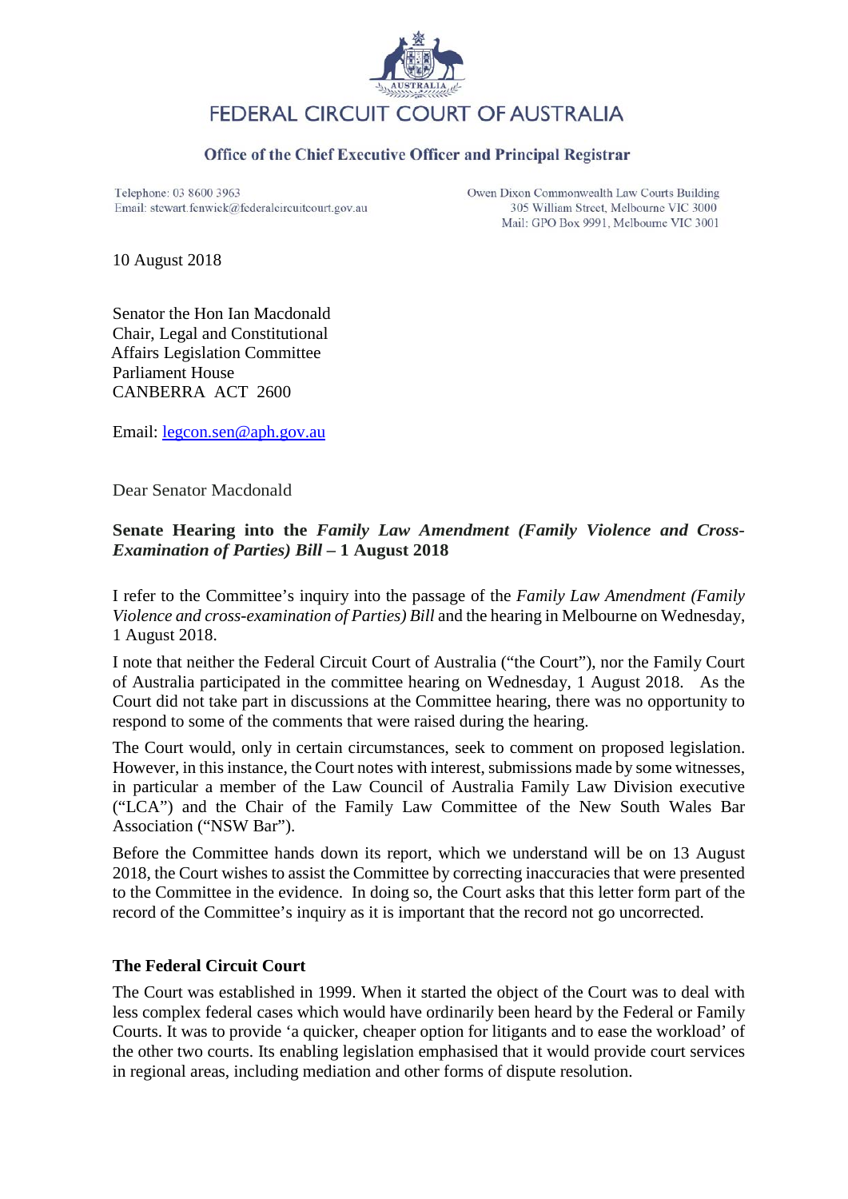# FEDERAL CIRCUIT COURT OF AUSTRALIA

**Office of the Chief Executive Officer and Principal Registrar**

Telephone: 03 8600 3963
Email: stewart.fenwick@federalcircuitcourt.gov.au

Owen Dixon Commonwealth Law Courts Building
305 William Street, Melbourne VIC 3000
Mail: GPO Box 9991, Melbourne VIC 3001

10 August 2018

Senator the Hon Ian Macdonald
Chair, Legal and Constitutional
Affairs Legislation Committee
Parliament House
CANBERRA ACT 2600

Email: legcon.sen@aph.gov.au

Dear Senator Macdonald

**Senate Hearing into the *Family Law Amendment (Family Violence and Cross-Examination of Parties) Bill* – 1 August 2018**

I refer to the Committee's inquiry into the passage of the *Family Law Amendment (Family Violence and cross-examination of Parties) Bill* and the hearing in Melbourne on Wednesday, 1 August 2018.

I note that neither the Federal Circuit Court of Australia ("the Court"), nor the Family Court of Australia participated in the committee hearing on Wednesday, 1 August 2018. As the Court did not take part in discussions at the Committee hearing, there was no opportunity to respond to some of the comments that were raised during the hearing.

The Court would, only in certain circumstances, seek to comment on proposed legislation. However, in this instance, the Court notes with interest, submissions made by some witnesses, in particular a member of the Law Council of Australia Family Law Division executive ("LCA") and the Chair of the Family Law Committee of the New South Wales Bar Association ("NSW Bar").

Before the Committee hands down its report, which we understand will be on 13 August 2018, the Court wishes to assist the Committee by correcting inaccuracies that were presented to the Committee in the evidence. In doing so, the Court asks that this letter form part of the record of the Committee's inquiry as it is important that the record not go uncorrected.

**The Federal Circuit Court**

The Court was established in 1999. When it started the object of the Court was to deal with less complex federal cases which would have ordinarily been heard by the Federal or Family Courts. It was to provide 'a quicker, cheaper option for litigants and to ease the workload' of the other two courts. Its enabling legislation emphasised that it would provide court services in regional areas, including mediation and other forms of dispute resolution.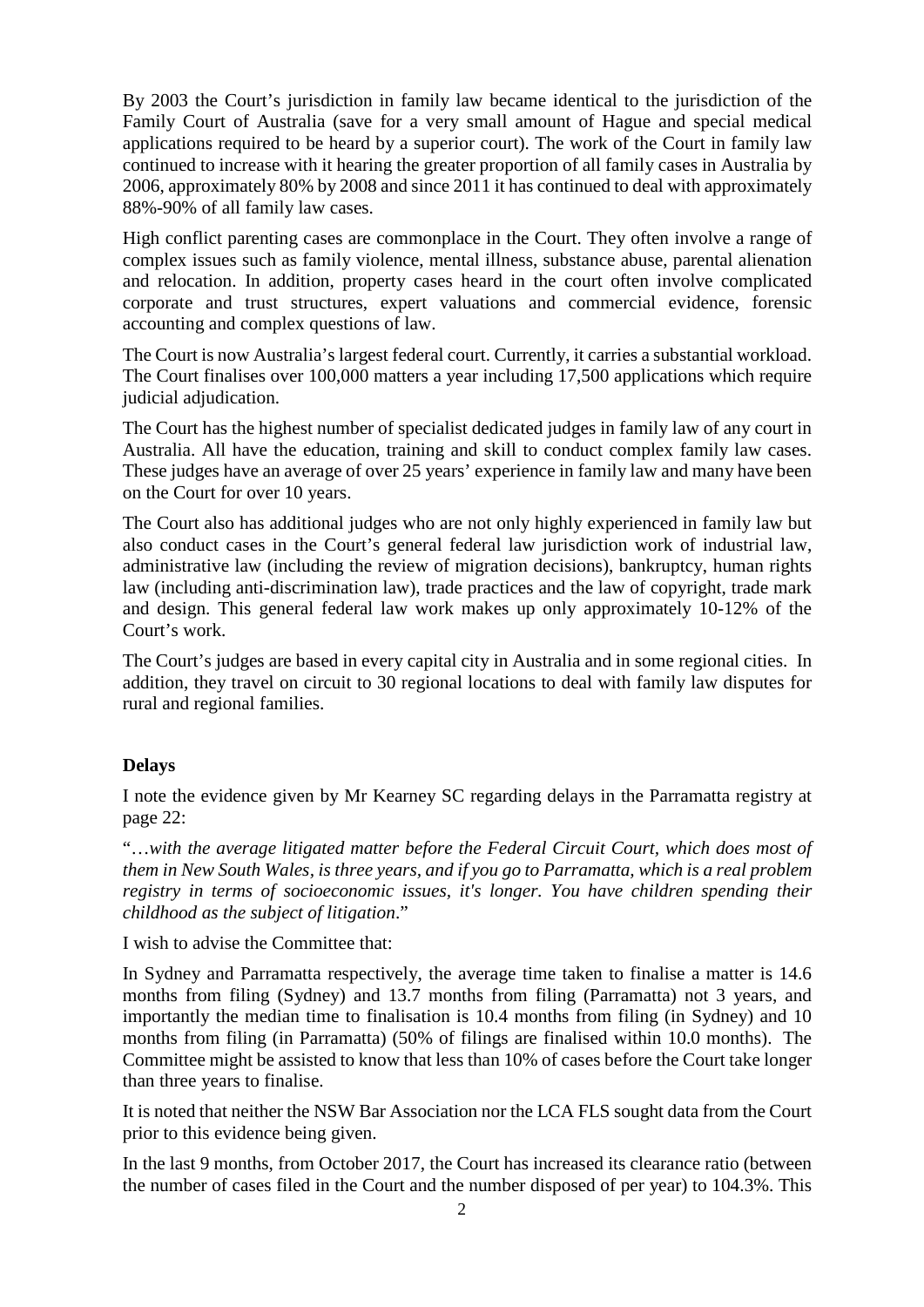By 2003 the Court's jurisdiction in family law became identical to the jurisdiction of the Family Court of Australia (save for a very small amount of Hague and special medical applications required to be heard by a superior court). The work of the Court in family law continued to increase with it hearing the greater proportion of all family cases in Australia by 2006, approximately 80% by 2008 and since 2011 it has continued to deal with approximately 88%-90% of all family law cases.

High conflict parenting cases are commonplace in the Court. They often involve a range of complex issues such as family violence, mental illness, substance abuse, parental alienation and relocation. In addition, property cases heard in the court often involve complicated corporate and trust structures, expert valuations and commercial evidence, forensic accounting and complex questions of law.

The Court is now Australia's largest federal court. Currently, it carries a substantial workload. The Court finalises over 100,000 matters a year including 17,500 applications which require judicial adjudication.

The Court has the highest number of specialist dedicated judges in family law of any court in Australia. All have the education, training and skill to conduct complex family law cases. These judges have an average of over 25 years' experience in family law and many have been on the Court for over 10 years.

The Court also has additional judges who are not only highly experienced in family law but also conduct cases in the Court's general federal law jurisdiction work of industrial law, administrative law (including the review of migration decisions), bankruptcy, human rights law (including anti-discrimination law), trade practices and the law of copyright, trade mark and design. This general federal law work makes up only approximately 10-12% of the Court's work.

The Court's judges are based in every capital city in Australia and in some regional cities. In addition, they travel on circuit to 30 regional locations to deal with family law disputes for rural and regional families.

**Delays**

I note the evidence given by Mr Kearney SC regarding delays in the Parramatta registry at page 22:

"*…with the average litigated matter before the Federal Circuit Court, which does most of them in New South Wales, is three years, and if you go to Parramatta, which is a real problem registry in terms of socioeconomic issues, it's longer. You have children spending their childhood as the subject of litigation*."

I wish to advise the Committee that:

In Sydney and Parramatta respectively, the average time taken to finalise a matter is 14.6 months from filing (Sydney) and 13.7 months from filing (Parramatta) not 3 years, and importantly the median time to finalisation is 10.4 months from filing (in Sydney) and 10 months from filing (in Parramatta) (50% of filings are finalised within 10.0 months). The Committee might be assisted to know that less than 10% of cases before the Court take longer than three years to finalise.

It is noted that neither the NSW Bar Association nor the LCA FLS sought data from the Court prior to this evidence being given.

In the last 9 months, from October 2017, the Court has increased its clearance ratio (between the number of cases filed in the Court and the number disposed of per year) to 104.3%. This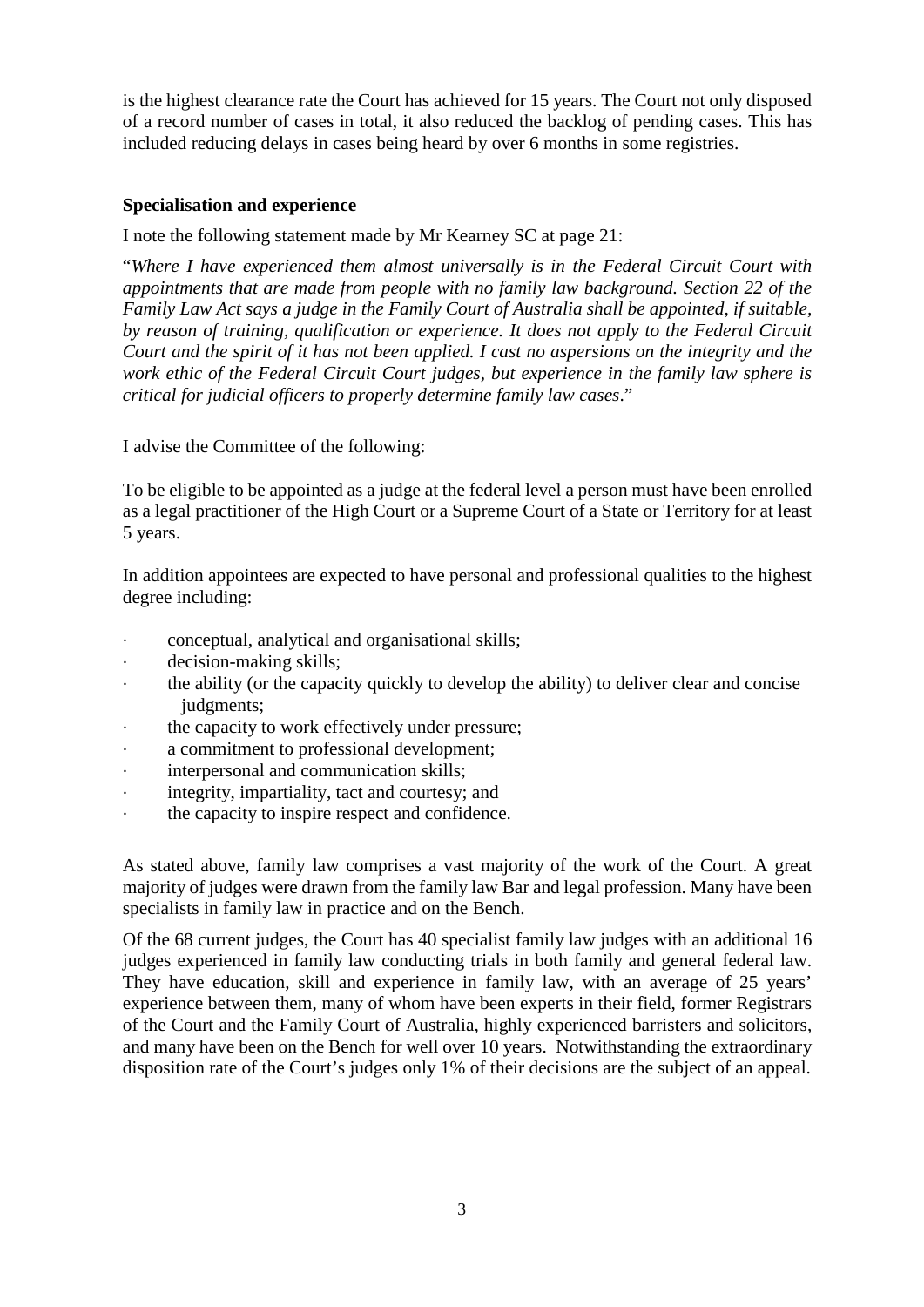is the highest clearance rate the Court has achieved for 15 years. The Court not only disposed of a record number of cases in total, it also reduced the backlog of pending cases. This has included reducing delays in cases being heard by over 6 months in some registries.

**Specialisation and experience**

I note the following statement made by Mr Kearney SC at page 21:

"*Where I have experienced them almost universally is in the Federal Circuit Court with appointments that are made from people with no family law background. Section 22 of the Family Law Act says a judge in the Family Court of Australia shall be appointed, if suitable, by reason of training, qualification or experience. It does not apply to the Federal Circuit Court and the spirit of it has not been applied. I cast no aspersions on the integrity and the work ethic of the Federal Circuit Court judges, but experience in the family law sphere is critical for judicial officers to properly determine family law cases*."

I advise the Committee of the following:

To be eligible to be appointed as a judge at the federal level a person must have been enrolled as a legal practitioner of the High Court or a Supreme Court of a State or Territory for at least 5 years.

In addition appointees are expected to have personal and professional qualities to the highest degree including:

- conceptual, analytical and organisational skills;
- decision-making skills;
- the ability (or the capacity quickly to develop the ability) to deliver clear and concise judgments;
- the capacity to work effectively under pressure;
- a commitment to professional development;
- interpersonal and communication skills;
- integrity, impartiality, tact and courtesy; and
- the capacity to inspire respect and confidence.

As stated above, family law comprises a vast majority of the work of the Court. A great majority of judges were drawn from the family law Bar and legal profession. Many have been specialists in family law in practice and on the Bench.

Of the 68 current judges, the Court has 40 specialist family law judges with an additional 16 judges experienced in family law conducting trials in both family and general federal law. They have education, skill and experience in family law, with an average of 25 years' experience between them, many of whom have been experts in their field, former Registrars of the Court and the Family Court of Australia, highly experienced barristers and solicitors, and many have been on the Bench for well over 10 years. Notwithstanding the extraordinary disposition rate of the Court's judges only 1% of their decisions are the subject of an appeal.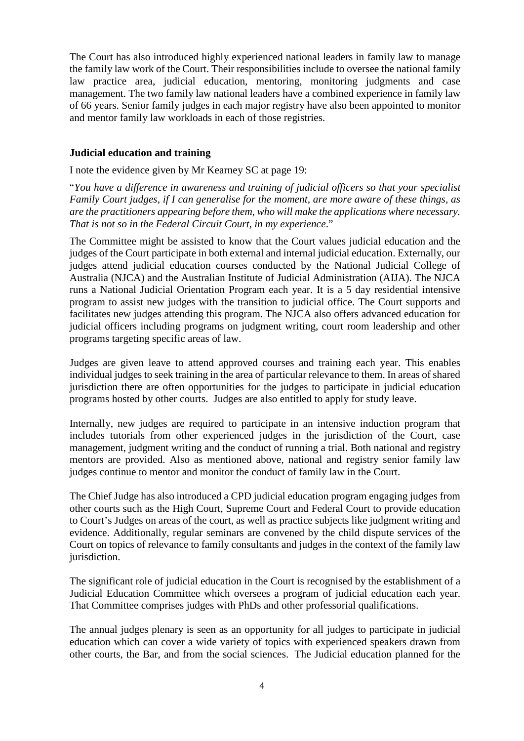The Court has also introduced highly experienced national leaders in family law to manage the family law work of the Court. Their responsibilities include to oversee the national family law practice area, judicial education, mentoring, monitoring judgments and case management. The two family law national leaders have a combined experience in family law of 66 years. Senior family judges in each major registry have also been appointed to monitor and mentor family law workloads in each of those registries.

**Judicial education and training**

I note the evidence given by Mr Kearney SC at page 19:

"*You have a difference in awareness and training of judicial officers so that your specialist Family Court judges, if I can generalise for the moment, are more aware of these things, as are the practitioners appearing before them, who will make the applications where necessary. That is not so in the Federal Circuit Court, in my experience*."

The Committee might be assisted to know that the Court values judicial education and the judges of the Court participate in both external and internal judicial education. Externally, our judges attend judicial education courses conducted by the National Judicial College of Australia (NJCA) and the Australian Institute of Judicial Administration (AIJA). The NJCA runs a National Judicial Orientation Program each year. It is a 5 day residential intensive program to assist new judges with the transition to judicial office. The Court supports and facilitates new judges attending this program. The NJCA also offers advanced education for judicial officers including programs on judgment writing, court room leadership and other programs targeting specific areas of law.

Judges are given leave to attend approved courses and training each year. This enables individual judges to seek training in the area of particular relevance to them. In areas of shared jurisdiction there are often opportunities for the judges to participate in judicial education programs hosted by other courts. Judges are also entitled to apply for study leave.

Internally, new judges are required to participate in an intensive induction program that includes tutorials from other experienced judges in the jurisdiction of the Court, case management, judgment writing and the conduct of running a trial. Both national and registry mentors are provided. Also as mentioned above, national and registry senior family law judges continue to mentor and monitor the conduct of family law in the Court.

The Chief Judge has also introduced a CPD judicial education program engaging judges from other courts such as the High Court, Supreme Court and Federal Court to provide education to Court's Judges on areas of the court, as well as practice subjects like judgment writing and evidence. Additionally, regular seminars are convened by the child dispute services of the Court on topics of relevance to family consultants and judges in the context of the family law jurisdiction.

The significant role of judicial education in the Court is recognised by the establishment of a Judicial Education Committee which oversees a program of judicial education each year. That Committee comprises judges with PhDs and other professorial qualifications.

The annual judges plenary is seen as an opportunity for all judges to participate in judicial education which can cover a wide variety of topics with experienced speakers drawn from other courts, the Bar, and from the social sciences. The Judicial education planned for the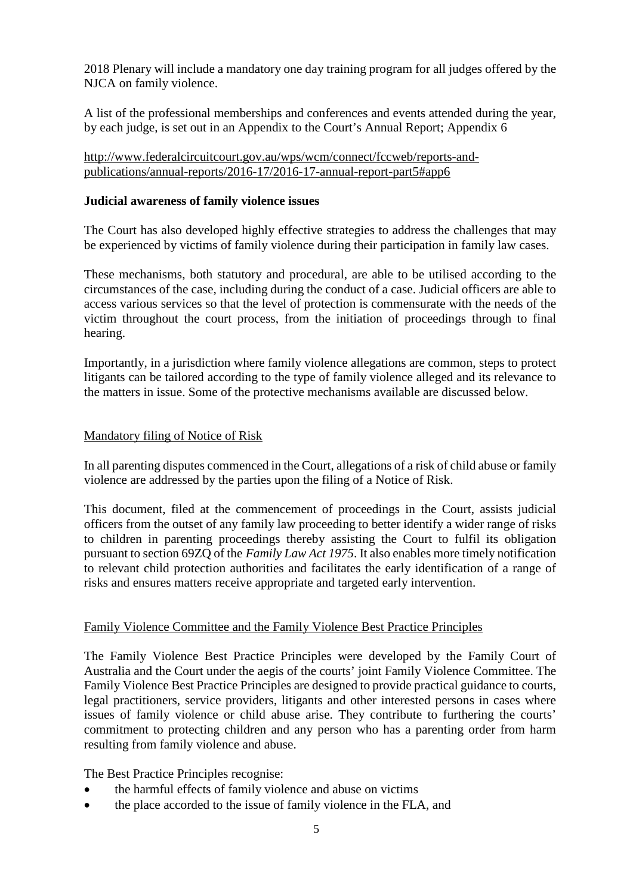2018 Plenary will include a mandatory one day training program for all judges offered by the NJCA on family violence.

A list of the professional memberships and conferences and events attended during the year, by each judge, is set out in an Appendix to the Court's Annual Report; Appendix 6

http://www.federalcircuitcourt.gov.au/wps/wcm/connect/fccweb/reports-and-publications/annual-reports/2016-17/2016-17-annual-report-part5#app6

**Judicial awareness of family violence issues**

The Court has also developed highly effective strategies to address the challenges that may be experienced by victims of family violence during their participation in family law cases.

These mechanisms, both statutory and procedural, are able to be utilised according to the circumstances of the case, including during the conduct of a case. Judicial officers are able to access various services so that the level of protection is commensurate with the needs of the victim throughout the court process, from the initiation of proceedings through to final hearing.

Importantly, in a jurisdiction where family violence allegations are common, steps to protect litigants can be tailored according to the type of family violence alleged and its relevance to the matters in issue. Some of the protective mechanisms available are discussed below.

Mandatory filing of Notice of Risk

In all parenting disputes commenced in the Court, allegations of a risk of child abuse or family violence are addressed by the parties upon the filing of a Notice of Risk.

This document, filed at the commencement of proceedings in the Court, assists judicial officers from the outset of any family law proceeding to better identify a wider range of risks to children in parenting proceedings thereby assisting the Court to fulfil its obligation pursuant to section 69ZQ of the *Family Law Act 1975*. It also enables more timely notification to relevant child protection authorities and facilitates the early identification of a range of risks and ensures matters receive appropriate and targeted early intervention.

Family Violence Committee and the Family Violence Best Practice Principles

The Family Violence Best Practice Principles were developed by the Family Court of Australia and the Court under the aegis of the courts' joint Family Violence Committee. The Family Violence Best Practice Principles are designed to provide practical guidance to courts, legal practitioners, service providers, litigants and other interested persons in cases where issues of family violence or child abuse arise. They contribute to furthering the courts' commitment to protecting children and any person who has a parenting order from harm resulting from family violence and abuse.

The Best Practice Principles recognise:

- the harmful effects of family violence and abuse on victims
- the place accorded to the issue of family violence in the FLA, and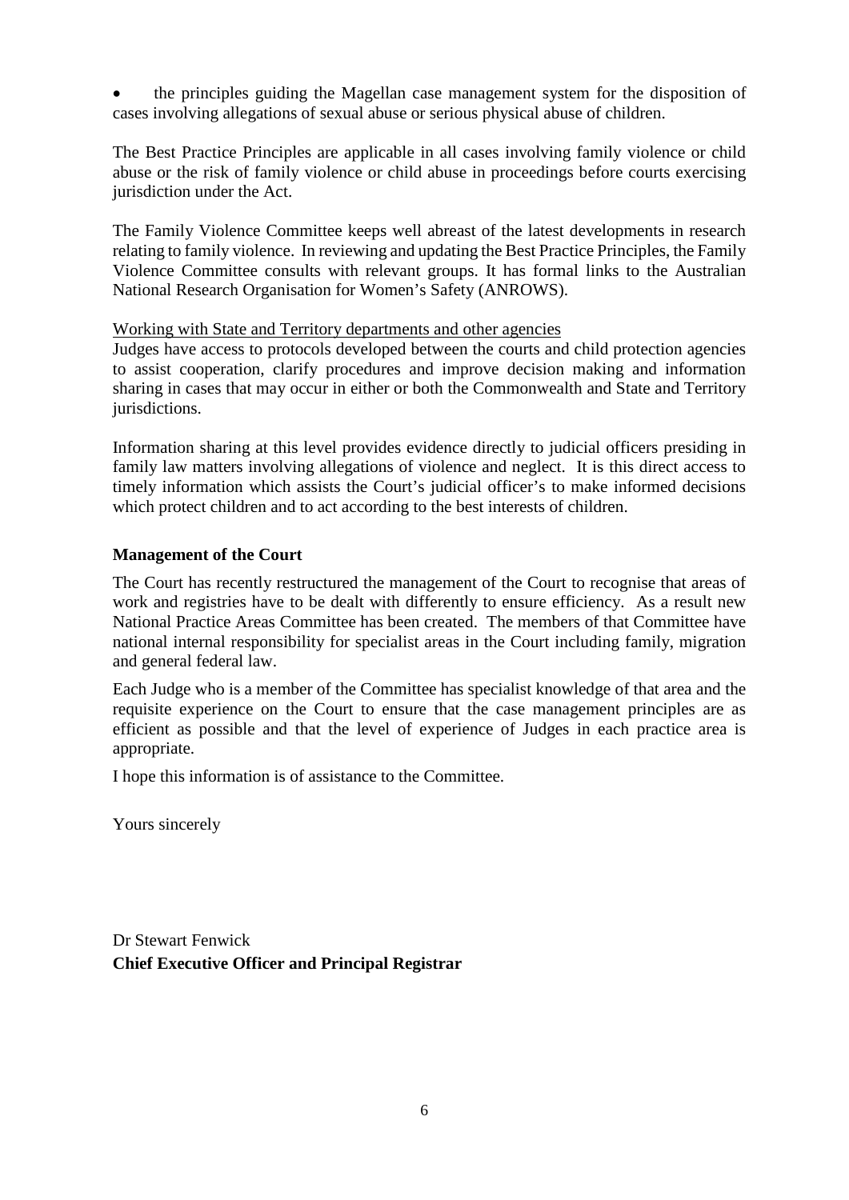- the principles guiding the Magellan case management system for the disposition of cases involving allegations of sexual abuse or serious physical abuse of children.

The Best Practice Principles are applicable in all cases involving family violence or child abuse or the risk of family violence or child abuse in proceedings before courts exercising jurisdiction under the Act.

The Family Violence Committee keeps well abreast of the latest developments in research relating to family violence. In reviewing and updating the Best Practice Principles, the Family Violence Committee consults with relevant groups. It has formal links to the Australian National Research Organisation for Women's Safety (ANROWS).

<u>Working with State and Territory departments and other agencies</u>

Judges have access to protocols developed between the courts and child protection agencies to assist cooperation, clarify procedures and improve decision making and information sharing in cases that may occur in either or both the Commonwealth and State and Territory jurisdictions.

Information sharing at this level provides evidence directly to judicial officers presiding in family law matters involving allegations of violence and neglect. It is this direct access to timely information which assists the Court's judicial officer's to make informed decisions which protect children and to act according to the best interests of children.

**Management of the Court**

The Court has recently restructured the management of the Court to recognise that areas of work and registries have to be dealt with differently to ensure efficiency. As a result new National Practice Areas Committee has been created. The members of that Committee have national internal responsibility for specialist areas in the Court including family, migration and general federal law.

Each Judge who is a member of the Committee has specialist knowledge of that area and the requisite experience on the Court to ensure that the case management principles are as efficient as possible and that the level of experience of Judges in each practice area is appropriate.

I hope this information is of assistance to the Committee.

Yours sincerely

Dr Stewart Fenwick
**Chief Executive Officer and Principal Registrar**